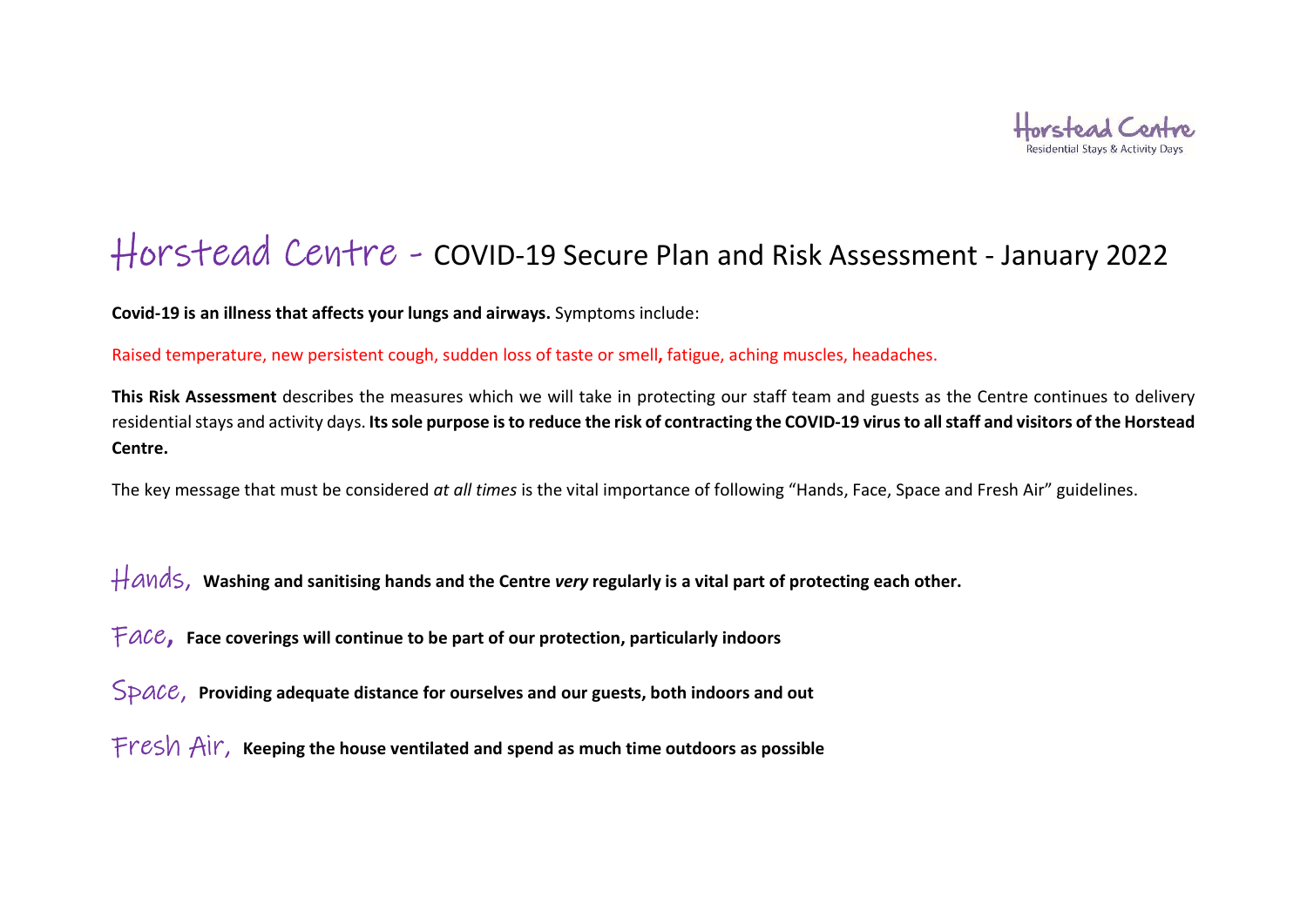Horstead Centre
Residential Stays & Activity Days

# Horstead Centre - COVID-19 Secure Plan and Risk Assessment - January 2022

**Covid-19 is an illness that affects your lungs and airways.** Symptoms include:

Raised temperature, new persistent cough, sudden loss of taste or smell**,** fatigue, aching muscles, headaches.

**This Risk Assessment** describes the measures which we will take in protecting our staff team and guests as the Centre continues to delivery residential stays and activity days. **Its sole purpose is to reduce the risk of contracting the COVID-19 virus to all staff and visitors of the Horstead Centre.**

The key message that must be considered *at all times* is the vital importance of following "Hands, Face, Space and Fresh Air" guidelines.

Hands, **Washing and sanitising hands and the Centre *very* regularly is a vital part of protecting each other.**

Face**,** **Face coverings will continue to be part of our protection, particularly indoors**

Space, **Providing adequate distance for ourselves and our guests, both indoors and out**

Fresh Air, **Keeping the house ventilated and spend as much time outdoors as possible**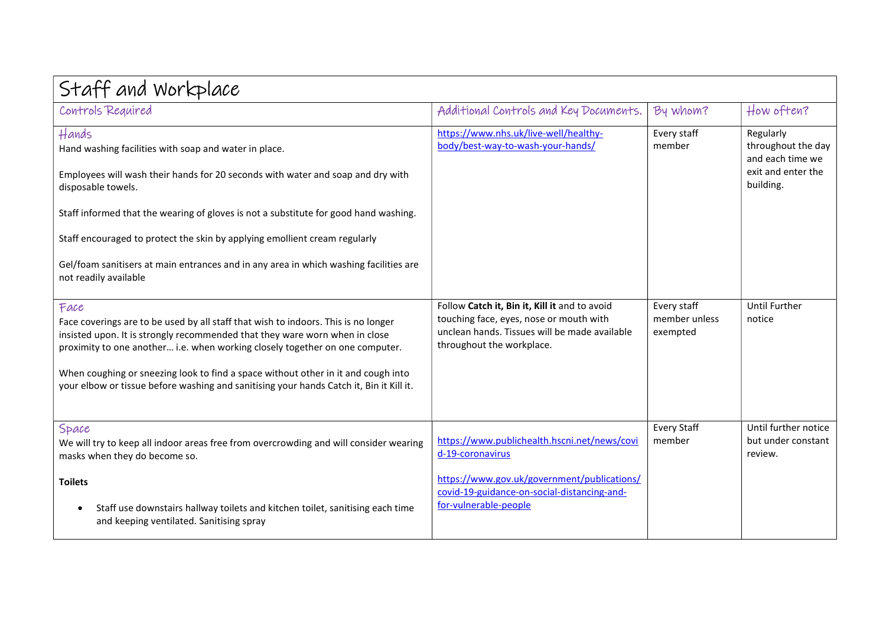| Staff and Workplace | | | |
|---|---|---|---|
| Controls Required | Additional Controls and Key Documents. | By whom? | How often? |
| Hands<br>Hand washing facilities with soap and water in place.<br><br>Employees will wash their hands for 20 seconds with water and soap and dry with disposable towels.<br><br>Staff informed that the wearing of gloves is not a substitute for good hand washing.<br><br>Staff encouraged to protect the skin by applying emollient cream regularly<br><br>Gel/foam sanitisers at main entrances and in any area in which washing facilities are not readily available | https://www.nhs.uk/live-well/healthy-body/best-way-to-wash-your-hands/ | Every staff member | Regularly throughout the day and each time we exit and enter the building. |
| Face<br>Face coverings are to be used by all staff that wish to indoors. This is no longer insisted upon. It is strongly recommended that they ware worn when in close proximity to one another… i.e. when working closely together on one computer.<br><br>When coughing or sneezing look to find a space without other in it and cough into your elbow or tissue before washing and sanitising your hands Catch it, Bin it Kill it. | Follow **Catch it, Bin it, Kill it** and to avoid touching face, eyes, nose or mouth with unclean hands. Tissues will be made available throughout the workplace. | Every staff member unless exempted | Until Further notice |
| Space<br>We will try to keep all indoor areas free from overcrowding and will consider wearing masks when they do become so.<br><br>**Toilets**<br><br>• Staff use downstairs hallway toilets and kitchen toilet, sanitising each time and keeping ventilated. Sanitising spray | https://www.publichealth.hscni.net/news/covid-19-coronavirus<br><br>https://www.gov.uk/government/publications/covid-19-guidance-on-social-distancing-and-for-vulnerable-people | Every Staff member | Until further notice but under constant review. |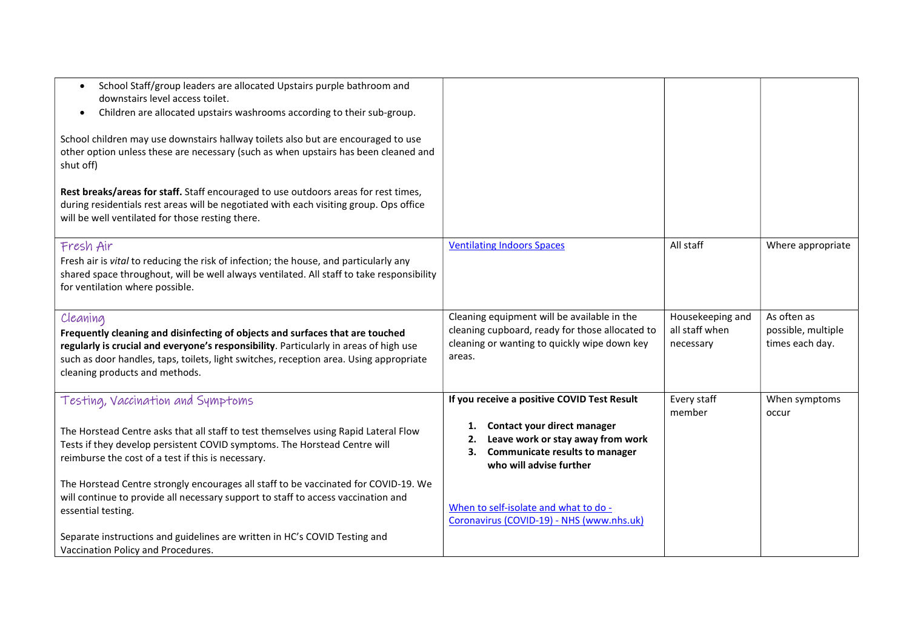| | | | |
|---|---|---|---|
| <ul><li>School Staff/group leaders are allocated Upstairs purple bathroom and downstairs level access toilet.</li><li>Children are allocated upstairs washrooms according to their sub-group.</li></ul>School children may use downstairs hallway toilets also but are encouraged to use other option unless these are necessary (such as when upstairs has been cleaned and shut off)<br><br>**Rest breaks/areas for staff.** Staff encouraged to use outdoors areas for rest times, during residentials rest areas will be negotiated with each visiting group. Ops office will be well ventilated for those resting there. | | | |
| Fresh Air<br>Fresh air is *vital* to reducing the risk of infection; the house, and particularly any shared space throughout, will be well always ventilated. All staff to take responsibility for ventilation where possible. | Ventilating Indoors Spaces | All staff | Where appropriate |
| Cleaning<br>**Frequently cleaning and disinfecting of objects and surfaces that are touched regularly is crucial and everyone's responsibility**. Particularly in areas of high use such as door handles, taps, toilets, light switches, reception area. Using appropriate cleaning products and methods. | Cleaning equipment will be available in the cleaning cupboard, ready for those allocated to cleaning or wanting to quickly wipe down key areas. | Housekeeping and all staff when necessary | As often as possible, multiple times each day. |
| Testing, Vaccination and Symptoms<br><br>The Horstead Centre asks that all staff to test themselves using Rapid Lateral Flow Tests if they develop persistent COVID symptoms. The Horstead Centre will reimburse the cost of a test if this is necessary.<br><br>The Horstead Centre strongly encourages all staff to be vaccinated for COVID-19. We will continue to provide all necessary support to staff to access vaccination and essential testing.<br><br>Separate instructions and guidelines are written in HC's COVID Testing and Vaccination Policy and Procedures. | **If you receive a positive COVID Test Result**<br><br>1. **Contact your direct manager**<br>2. **Leave work or stay away from work**<br>3. **Communicate results to manager who will advise further**<br><br>When to self-isolate and what to do - Coronavirus (COVID-19) - NHS (www.nhs.uk) | Every staff member | When symptoms occur |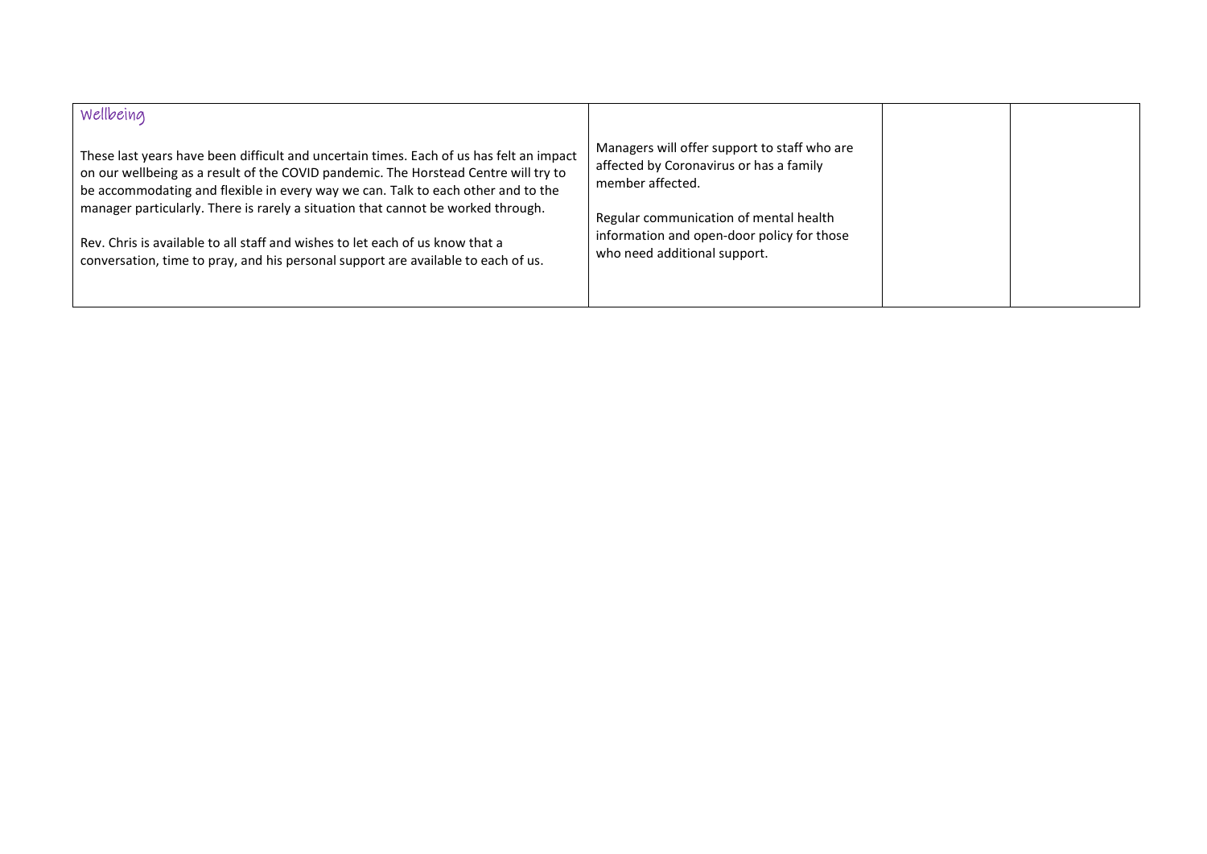| Wellbeing<br><br>These last years have been difficult and uncertain times. Each of us has felt an impact on our wellbeing as a result of the COVID pandemic. The Horstead Centre will try to be accommodating and flexible in every way we can. Talk to each other and to the manager particularly. There is rarely a situation that cannot be worked through.<br><br>Rev. Chris is available to all staff and wishes to let each of us know that a conversation, time to pray, and his personal support are available to each of us. | Managers will offer support to staff who are affected by Coronavirus or has a family member affected.<br><br>Regular communication of mental health information and open-door policy for those who need additional support. | | |
|---|---|---|---|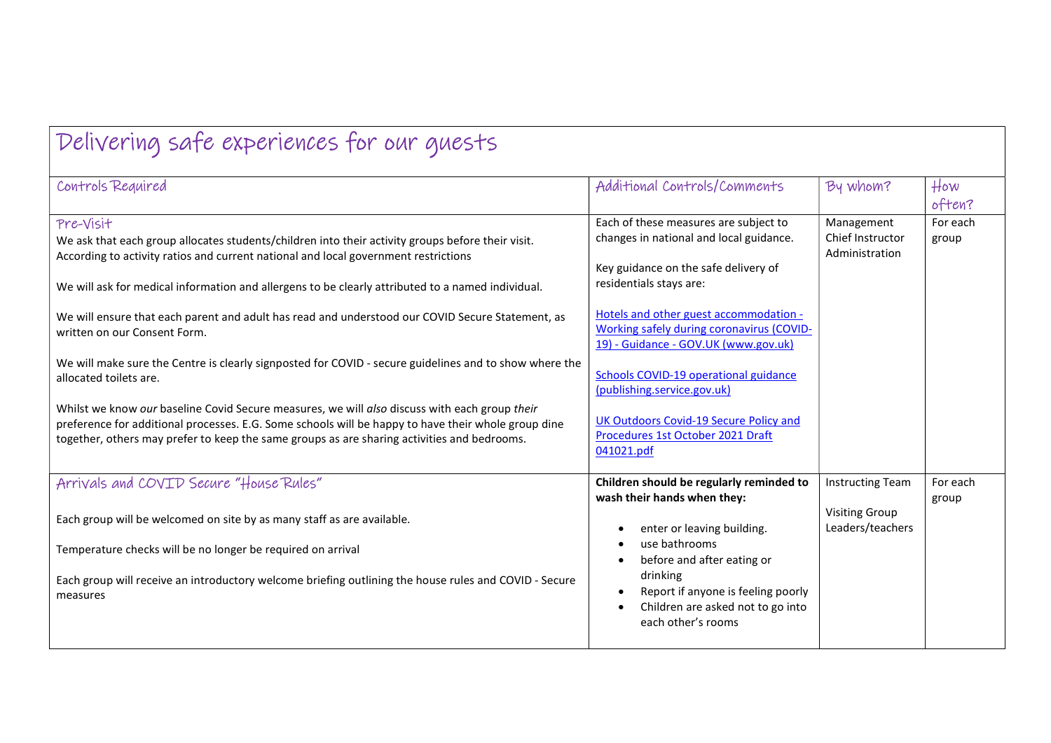| Delivering safe experiences for our guests | | | |
|---|---|---|---|
| Controls Required | Additional Controls/Comments | By whom? | How often? |
| Pre-Visit<br>We ask that each group allocates students/children into their activity groups before their visit. According to activity ratios and current national and local government restrictions<br><br>We will ask for medical information and allergens to be clearly attributed to a named individual.<br><br>We will ensure that each parent and adult has read and understood our COVID Secure Statement, as written on our Consent Form.<br><br>We will make sure the Centre is clearly signposted for COVID - secure guidelines and to show where the allocated toilets are.<br><br>Whilst we know *our* baseline Covid Secure measures, we will *also* discuss with each group *their* preference for additional processes. E.G. Some schools will be happy to have their whole group dine together, others may prefer to keep the same groups as are sharing activities and bedrooms. | Each of these measures are subject to changes in national and local guidance.<br><br>Key guidance on the safe delivery of residentials stays are:<br><br>Hotels and other guest accommodation - Working safely during coronavirus (COVID-19) - Guidance - GOV.UK (www.gov.uk)<br><br>Schools COVID-19 operational guidance (publishing.service.gov.uk)<br><br>UK Outdoors Covid-19 Secure Policy and Procedures 1st October 2021 Draft 041021.pdf | Management<br>Chief Instructor<br>Administration | For each group |
| Arrivals and COVID Secure "House Rules"<br><br>Each group will be welcomed on site by as many staff as are available.<br><br>Temperature checks will be no longer be required on arrival<br><br>Each group will receive an introductory welcome briefing outlining the house rules and COVID - Secure measures | **Children should be regularly reminded to wash their hands when they:**<br>• enter or leaving building.<br>• use bathrooms<br>• before and after eating or drinking<br>• Report if anyone is feeling poorly<br>• Children are asked not to go into each other's rooms | Instructing Team<br><br>Visiting Group Leaders/teachers | For each group |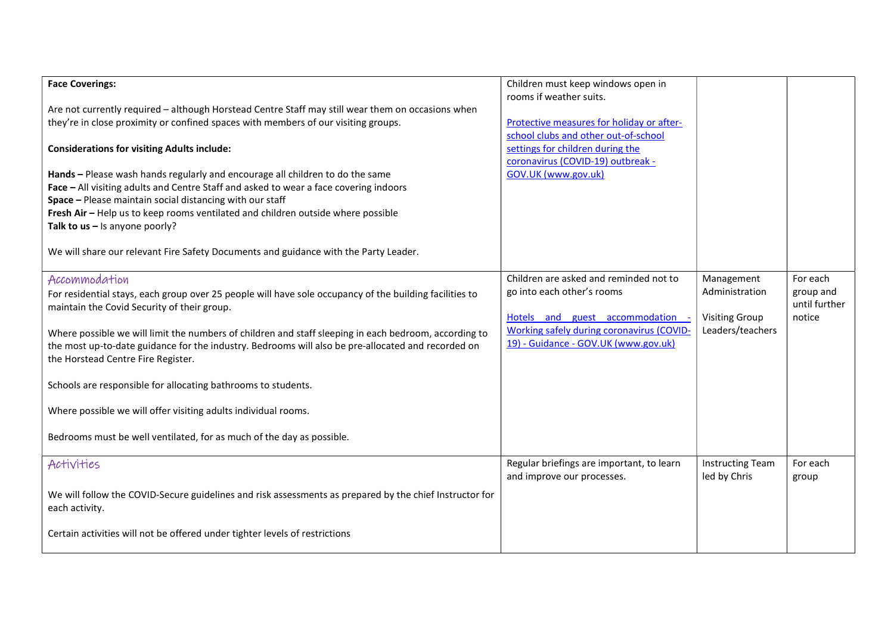| | | | |
|---|---|---|---|
| **Face Coverings:**<br><br>Are not currently required – although Horstead Centre Staff may still wear them on occasions when they're in close proximity or confined spaces with members of our visiting groups.<br><br>**Considerations for visiting Adults include:**<br><br>**Hands –** Please wash hands regularly and encourage all children to do the same<br>**Face –** All visiting adults and Centre Staff and asked to wear a face covering indoors<br>**Space –** Please maintain social distancing with our staff<br>**Fresh Air –** Help us to keep rooms ventilated and children outside where possible<br>**Talk to us –** Is anyone poorly?<br><br>We will share our relevant Fire Safety Documents and guidance with the Party Leader. | Children must keep windows open in rooms if weather suits.<br><br>[Protective measures for holiday or after-school clubs and other out-of-school settings for children during the coronavirus (COVID-19) outbreak - GOV.UK (www.gov.uk)] | | |
| Accommodation<br>For residential stays, each group over 25 people will have sole occupancy of the building facilities to maintain the Covid Security of their group.<br><br>Where possible we will limit the numbers of children and staff sleeping in each bedroom, according to the most up-to-date guidance for the industry. Bedrooms will also be pre-allocated and recorded on the Horstead Centre Fire Register.<br><br>Schools are responsible for allocating bathrooms to students.<br><br>Where possible we will offer visiting adults individual rooms.<br><br>Bedrooms must be well ventilated, for as much of the day as possible. | Children are asked and reminded not to go into each other's rooms<br><br>[Hotels and guest accommodation - Working safely during coronavirus (COVID-19) - Guidance - GOV.UK (www.gov.uk)] | Management Administration<br><br>Visiting Group Leaders/teachers | For each group and until further notice |
| Activities<br><br>We will follow the COVID-Secure guidelines and risk assessments as prepared by the chief Instructor for each activity.<br><br>Certain activities will not be offered under tighter levels of restrictions | Regular briefings are important, to learn and improve our processes. | Instructing Team led by Chris | For each group |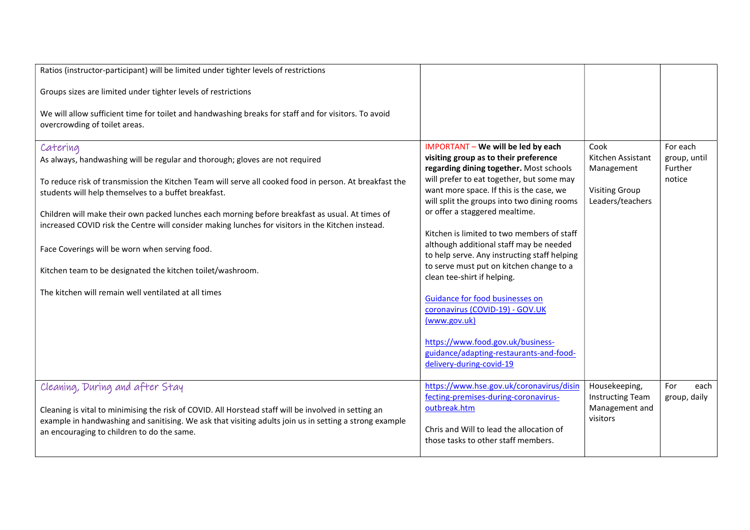| | | | |
|---|---|---|---|
| Ratios (instructor-participant) will be limited under tighter levels of restrictions<br><br>Groups sizes are limited under tighter levels of restrictions<br><br>We will allow sufficient time for toilet and handwashing breaks for staff and for visitors. To avoid overcrowding of toilet areas. | | | |
| Catering<br>As always, handwashing will be regular and thorough; gloves are not required<br><br>To reduce risk of transmission the Kitchen Team will serve all cooked food in person. At breakfast the students will help themselves to a buffet breakfast.<br><br>Children will make their own packed lunches each morning before breakfast as usual. At times of increased COVID risk the Centre will consider making lunches for visitors in the Kitchen instead.<br><br>Face Coverings will be worn when serving food.<br><br>Kitchen team to be designated the kitchen toilet/washroom.<br><br>The kitchen will remain well ventilated at all times | IMPORTANT – **We will be led by each visiting group as to their preference regarding dining together.** Most schools will prefer to eat together, but some may want more space. If this is the case, we will split the groups into two dining rooms or offer a staggered mealtime.<br><br>Kitchen is limited to two members of staff although additional staff may be needed to help serve. Any instructing staff helping to serve must put on kitchen change to a clean tee-shirt if helping.<br><br>Guidance for food businesses on coronavirus (COVID-19) - GOV.UK (www.gov.uk)<br><br>https://www.food.gov.uk/business-guidance/adapting-restaurants-and-food-delivery-during-covid-19 | Cook<br>Kitchen Assistant<br>Management<br><br>Visiting Group Leaders/teachers | For each group, until Further notice |
| Cleaning, During and after Stay<br><br>Cleaning is vital to minimising the risk of COVID. All Horstead staff will be involved in setting an example in handwashing and sanitising. We ask that visiting adults join us in setting a strong example an encouraging to children to do the same. | https://www.hse.gov.uk/coronavirus/disinfecting-premises-during-coronavirus-outbreak.htm<br><br>Chris and Will to lead the allocation of those tasks to other staff members. | Housekeeping, Instructing Team Management and visitors | For each group, daily |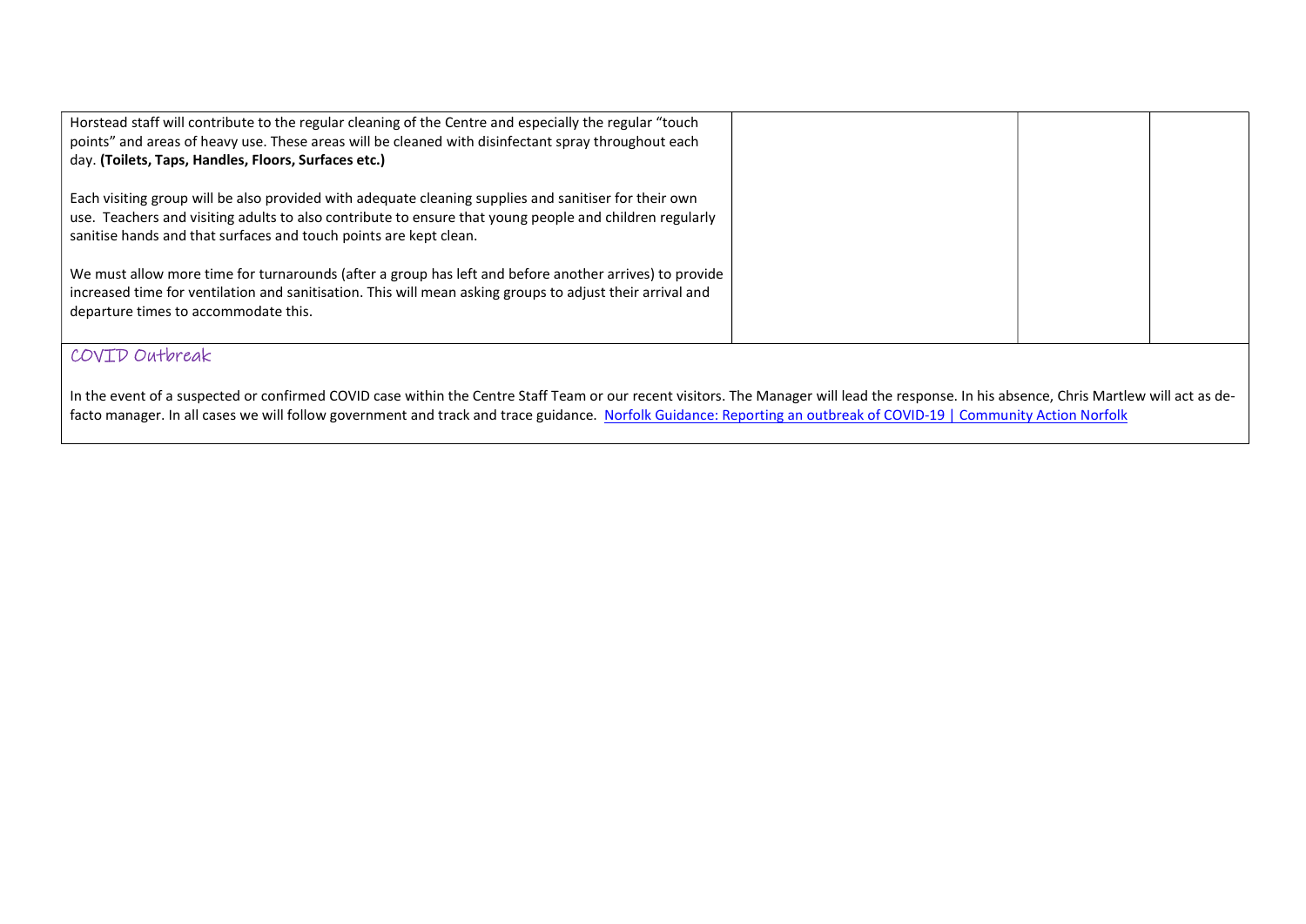| | | | |
|---|---|---|---|
| Horstead staff will contribute to the regular cleaning of the Centre and especially the regular "touch points" and areas of heavy use. These areas will be cleaned with disinfectant spray throughout each day. **(Toilets, Taps, Handles, Floors, Surfaces etc.)**<br><br>Each visiting group will be also provided with adequate cleaning supplies and sanitiser for their own use. Teachers and visiting adults to also contribute to ensure that young people and children regularly sanitise hands and that surfaces and touch points are kept clean.<br><br>We must allow more time for turnarounds (after a group has left and before another arrives) to provide increased time for ventilation and sanitisation. This will mean asking groups to adjust their arrival and departure times to accommodate this. | | | |

## COVID Outbreak

In the event of a suspected or confirmed COVID case within the Centre Staff Team or our recent visitors. The Manager will lead the response. In his absence, Chris Martlew will act as de-facto manager. In all cases we will follow government and track and trace guidance. [Norfolk Guidance: Reporting an outbreak of COVID-19 | Community Action Norfolk]